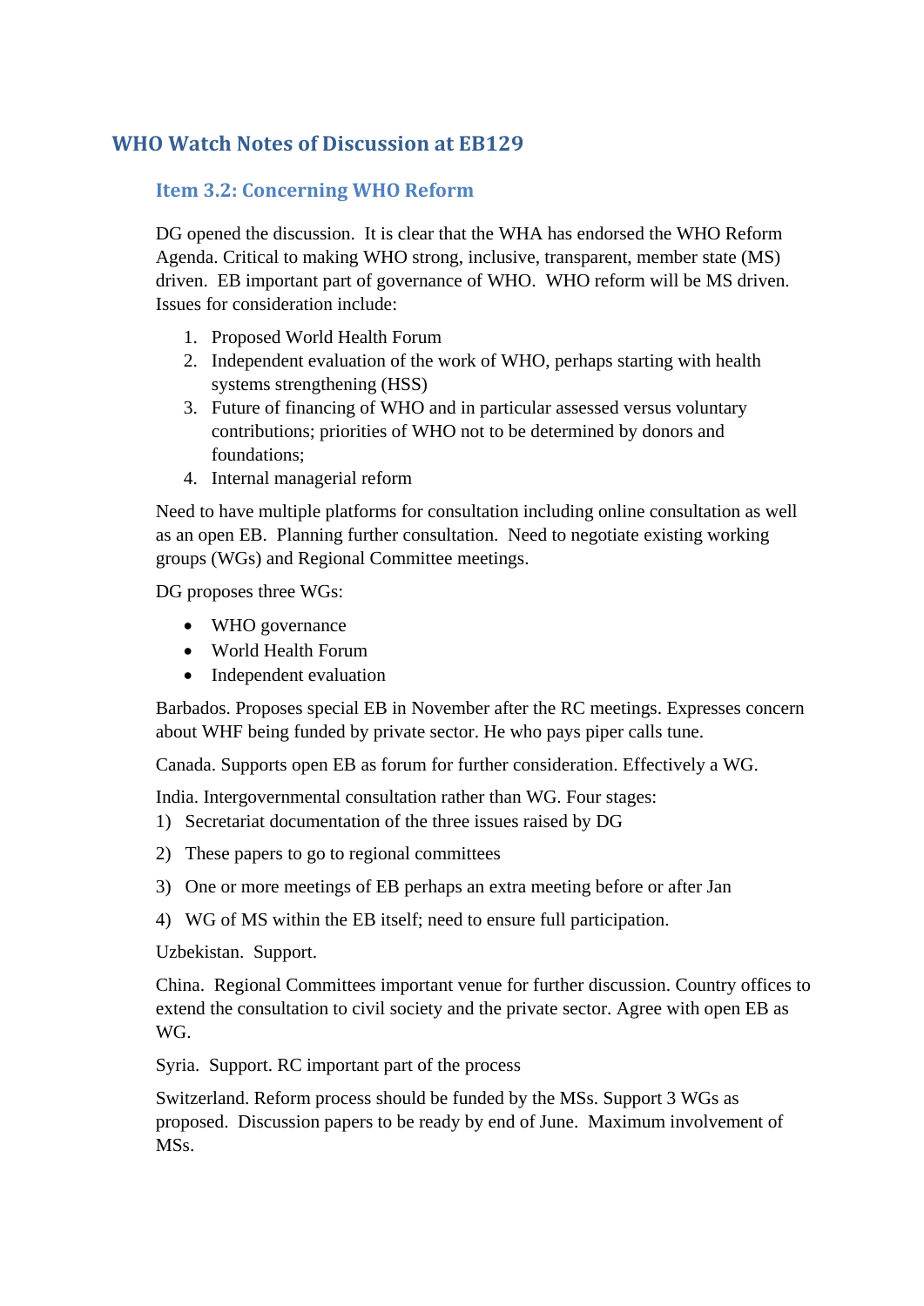# WHO Watch Notes of Discussion at EB129

## Item 3.2: Concerning WHO Reform

DG opened the discussion. It is clear that the WHA has endorsed the WHO Reform Agenda. Critical to making WHO strong, inclusive, transparent, member state (MS) driven. EB important part of governance of WHO. WHO reform will be MS driven. Issues for consideration include:

1. Proposed World Health Forum
2. Independent evaluation of the work of WHO, perhaps starting with health systems strengthening (HSS)
3. Future of financing of WHO and in particular assessed versus voluntary contributions; priorities of WHO not to be determined by donors and foundations;
4. Internal managerial reform

Need to have multiple platforms for consultation including online consultation as well as an open EB. Planning further consultation. Need to negotiate existing working groups (WGs) and Regional Committee meetings.

DG proposes three WGs:

- WHO governance
- World Health Forum
- Independent evaluation

Barbados. Proposes special EB in November after the RC meetings. Expresses concern about WHF being funded by private sector. He who pays piper calls tune.

Canada. Supports open EB as forum for further consideration. Effectively a WG.

India. Intergovernmental consultation rather than WG. Four stages:

1) Secretariat documentation of the three issues raised by DG
2) These papers to go to regional committees
3) One or more meetings of EB perhaps an extra meeting before or after Jan
4) WG of MS within the EB itself; need to ensure full participation.

Uzbekistan. Support.

China. Regional Committees important venue for further discussion. Country offices to extend the consultation to civil society and the private sector. Agree with open EB as WG.

Syria. Support. RC important part of the process

Switzerland. Reform process should be funded by the MSs. Support 3 WGs as proposed. Discussion papers to be ready by end of June. Maximum involvement of MSs.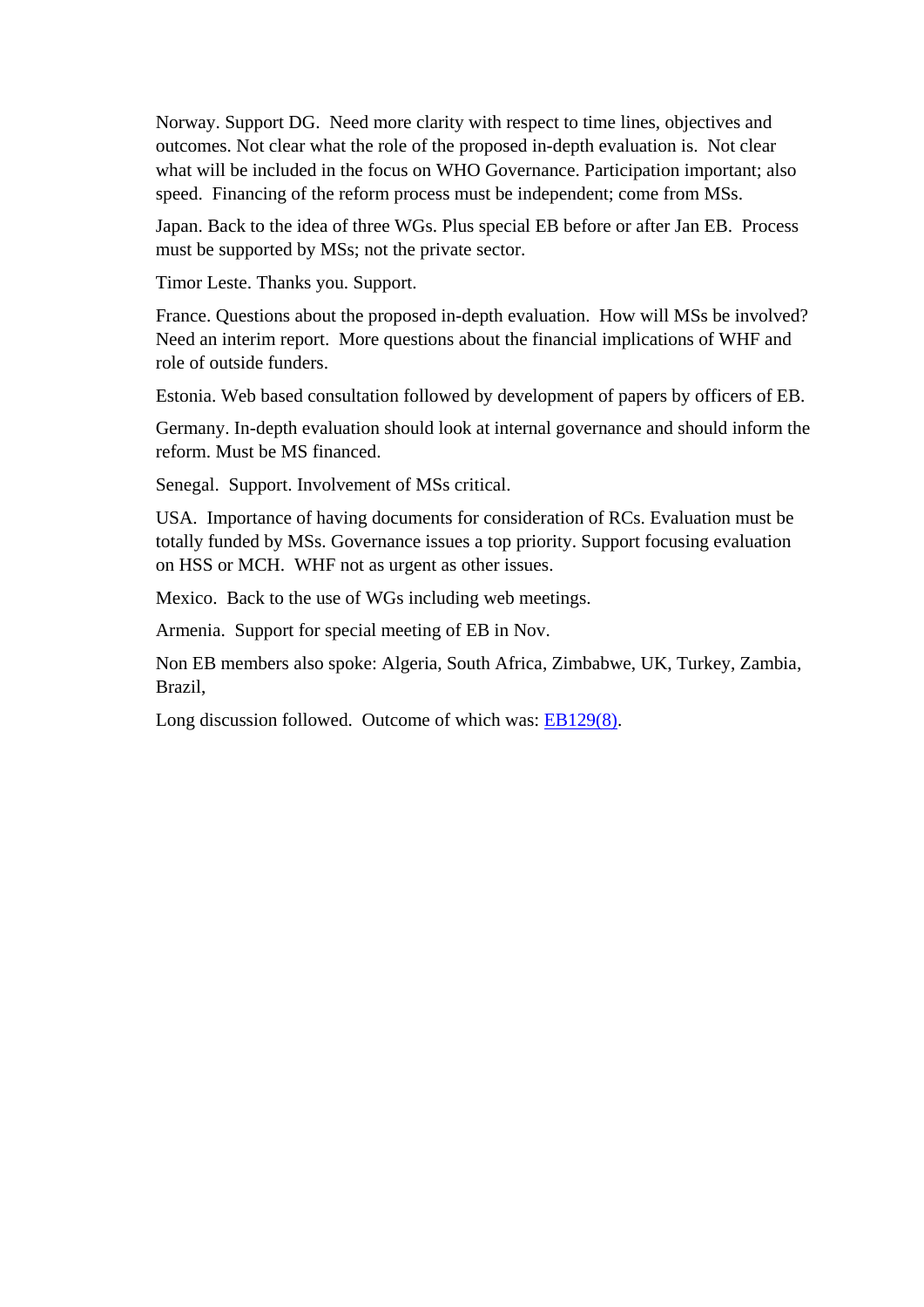Norway. Support DG. Need more clarity with respect to time lines, objectives and outcomes. Not clear what the role of the proposed in-depth evaluation is. Not clear what will be included in the focus on WHO Governance. Participation important; also speed. Financing of the reform process must be independent; come from MSs.

Japan. Back to the idea of three WGs. Plus special EB before or after Jan EB. Process must be supported by MSs; not the private sector.

Timor Leste. Thanks you. Support.

France. Questions about the proposed in-depth evaluation. How will MSs be involved? Need an interim report. More questions about the financial implications of WHF and role of outside funders.

Estonia. Web based consultation followed by development of papers by officers of EB.

Germany. In-depth evaluation should look at internal governance and should inform the reform. Must be MS financed.

Senegal. Support. Involvement of MSs critical.

USA. Importance of having documents for consideration of RCs. Evaluation must be totally funded by MSs. Governance issues a top priority. Support focusing evaluation on HSS or MCH. WHF not as urgent as other issues.

Mexico. Back to the use of WGs including web meetings.

Armenia. Support for special meeting of EB in Nov.

Non EB members also spoke: Algeria, South Africa, Zimbabwe, UK, Turkey, Zambia, Brazil,

Long discussion followed. Outcome of which was: EB129(8).